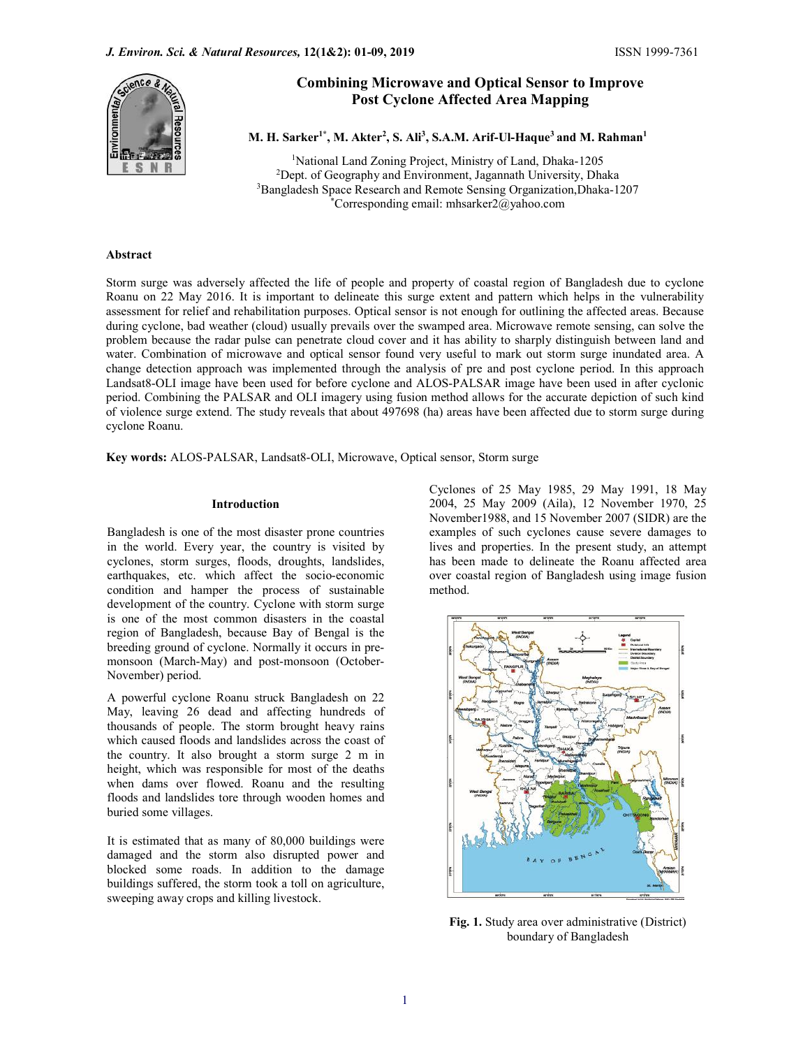# Combining Microwave and Optical Sensor to Improve Post Cyclone Affected Area Mapping

**M. H. Sarker[1*], M. Akter[2], S. Ali[3], S.A.M. Arif-Ul-Haque[3] and M. Rahman[1]**

[1]National Land Zoning Project, Ministry of Land, Dhaka-1205
[2]Dept. of Geography and Environment, Jagannath University, Dhaka
[3]Bangladesh Space Research and Remote Sensing Organization,Dhaka-1207
[*]Corresponding email: mhsarker2@yahoo.com

## Abstract

Storm surge was adversely affected the life of people and property of coastal region of Bangladesh due to cyclone Roanu on 22 May 2016. It is important to delineate this surge extent and pattern which helps in the vulnerability assessment for relief and rehabilitation purposes. Optical sensor is not enough for outlining the affected areas. Because during cyclone, bad weather (cloud) usually prevails over the swamped area. Microwave remote sensing, can solve the problem because the radar pulse can penetrate cloud cover and it has ability to sharply distinguish between land and water. Combination of microwave and optical sensor found very useful to mark out storm surge inundated area. A change detection approach was implemented through the analysis of pre and post cyclone period. In this approach Landsat8-OLI image have been used for before cyclone and ALOS-PALSAR image have been used in after cyclonic period. Combining the PALSAR and OLI imagery using fusion method allows for the accurate depiction of such kind of violence surge extend. The study reveals that about 497698 (ha) areas have been affected due to storm surge during cyclone Roanu.

**Key words:** ALOS-PALSAR, Landsat8-OLI, Microwave, Optical sensor, Storm surge

## Introduction

Bangladesh is one of the most disaster prone countries in the world. Every year, the country is visited by cyclones, storm surges, floods, droughts, landslides, earthquakes, etc. which affect the socio-economic condition and hamper the process of sustainable development of the country. Cyclone with storm surge is one of the most common disasters in the coastal region of Bangladesh, because Bay of Bengal is the breeding ground of cyclone. Normally it occurs in pre-monsoon (March-May) and post-monsoon (October-November) period.

A powerful cyclone Roanu struck Bangladesh on 22 May, leaving 26 dead and affecting hundreds of thousands of people. The storm brought heavy rains which caused floods and landslides across the coast of the country. It also brought a storm surge 2 m in height, which was responsible for most of the deaths when dams over flowed. Roanu and the resulting floods and landslides tore through wooden homes and buried some villages.

It is estimated that as many of 80,000 buildings were damaged and the storm also disrupted power and blocked some roads. In addition to the damage buildings suffered, the storm took a toll on agriculture, sweeping away crops and killing livestock.

Cyclones of 25 May 1985, 29 May 1991, 18 May 2004, 25 May 2009 (Aila), 12 November 1970, 25 November1988, and 15 November 2007 (SIDR) are the examples of such cyclones cause severe damages to lives and properties. In the present study, an attempt has been made to delineate the Roanu affected area over coastal region of Bangladesh using image fusion method.

**Fig. 1.** Study area over administrative (District) boundary of Bangladesh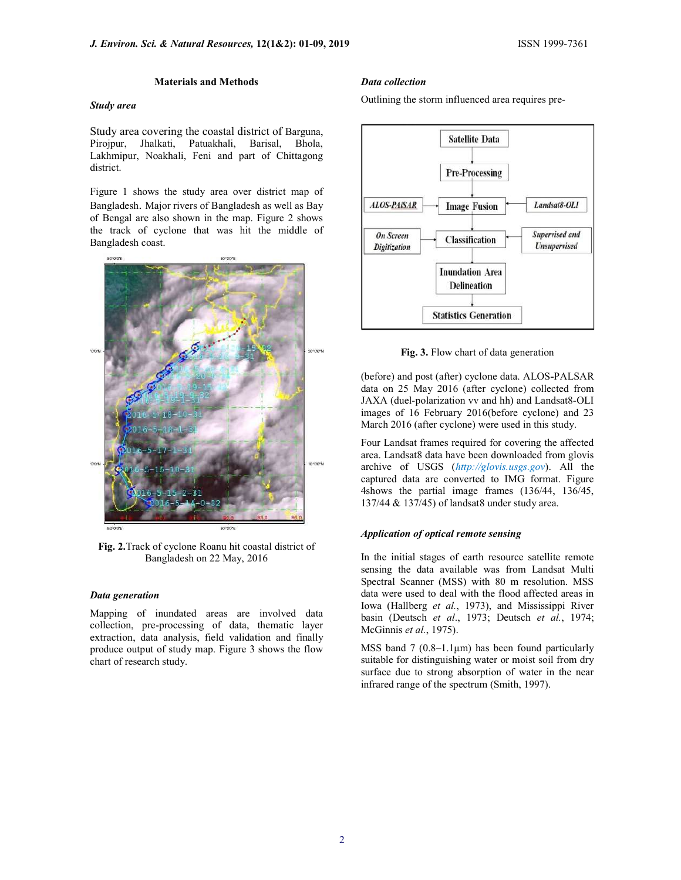## Materials and Methods

### *Study area*

Study area covering the coastal district of Barguna, Pirojpur, Jhalkati, Patuakhali, Barisal, Bhola, Lakhmipur, Noakhali, Feni and part of Chittagong district.

Figure 1 shows the study area over district map of Bangladesh. Major rivers of Bangladesh as well as Bay of Bengal are also shown in the map. Figure 2 shows the track of cyclone that was hit the middle of Bangladesh coast.

**Fig. 2.** Track of cyclone Roanu hit coastal district of Bangladesh on 22 May, 2016

### *Data generation*

Mapping of inundated areas are involved data collection, pre-processing of data, thematic layer extraction, data analysis, field validation and finally produce output of study map. Figure 3 shows the flow chart of research study.

### *Data collection*

Outlining the storm influenced area requires pre-

**Fig. 3.** Flow chart of data generation

(before) and post (after) cyclone data. ALOS-PALSAR data on 25 May 2016 (after cyclone) collected from JAXA (duel-polarization vv and hh) and Landsat8-OLI images of 16 February 2016(before cyclone) and 23 March 2016 (after cyclone) were used in this study.

Four Landsat frames required for covering the affected area. Landsat8 data have been downloaded from glovis archive of USGS (http://glovis.usgs.gov). All the captured data are converted to IMG format. Figure 4shows the partial image frames (136/44, 136/45, 137/44 & 137/45) of landsat8 under study area.

### *Application of optical remote sensing*

In the initial stages of earth resource satellite remote sensing the data available was from Landsat Multi Spectral Scanner (MSS) with 80 m resolution. MSS data were used to deal with the flood affected areas in Iowa (Hallberg *et al.*, 1973), and Mississippi River basin (Deutsch *et al.*, 1973; Deutsch *et al.*, 1974; McGinnis *et al.*, 1975).

MSS band 7 (0.8–1.1µm) has been found particularly suitable for distinguishing water or moist soil from dry surface due to strong absorption of water in the near infrared range of the spectrum (Smith, 1997).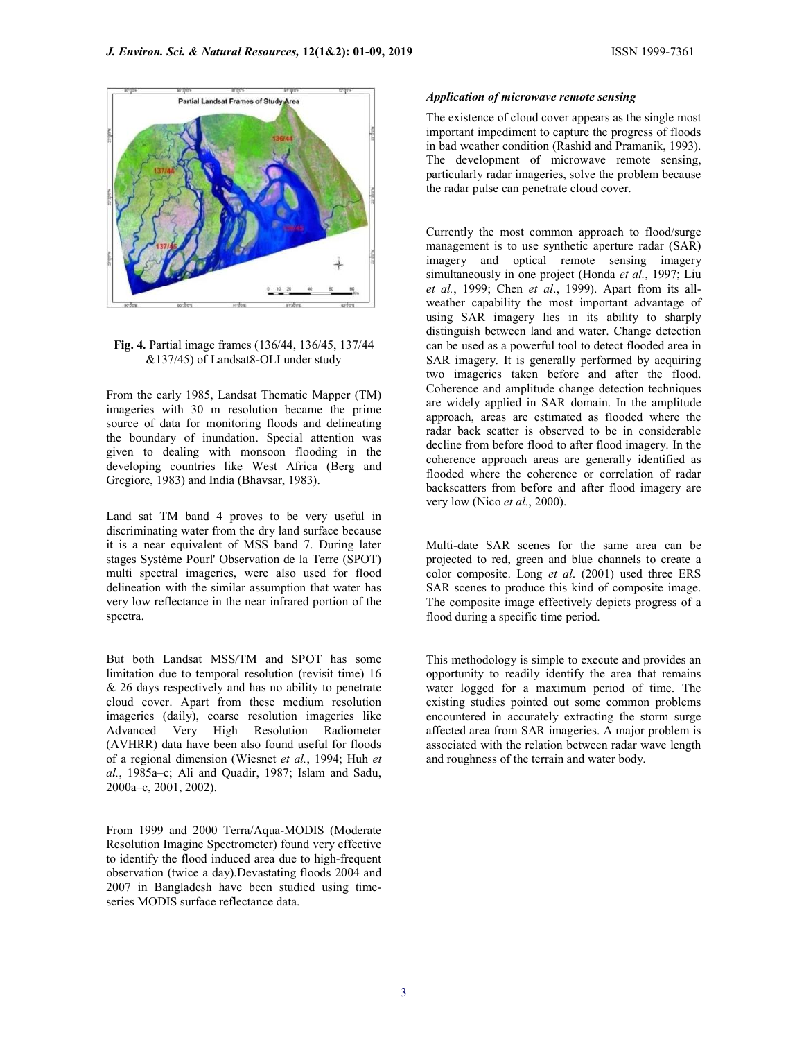Fig. 4. Partial image frames (136/44, 136/45, 137/44 &137/45) of Landsat8-OLI under study

From the early 1985, Landsat Thematic Mapper (TM) imageries with 30 m resolution became the prime source of data for monitoring floods and delineating the boundary of inundation. Special attention was given to dealing with monsoon flooding in the developing countries like West Africa (Berg and Gregiore, 1983) and India (Bhavsar, 1983).

Land sat TM band 4 proves to be very useful in discriminating water from the dry land surface because it is a near equivalent of MSS band 7. During later stages Système Pourl' Observation de la Terre (SPOT) multi spectral imageries, were also used for flood delineation with the similar assumption that water has very low reflectance in the near infrared portion of the spectra.

But both Landsat MSS/TM and SPOT has some limitation due to temporal resolution (revisit time) 16 & 26 days respectively and has no ability to penetrate cloud cover. Apart from these medium resolution imageries (daily), coarse resolution imageries like Advanced Very High Resolution Radiometer (AVHRR) data have been also found useful for floods of a regional dimension (Wiesnet *et al.*, 1994; Huh *et al.*, 1985a–c; Ali and Quadir, 1987; Islam and Sadu, 2000a–c, 2001, 2002).

From 1999 and 2000 Terra/Aqua-MODIS (Moderate Resolution Imagine Spectrometer) found very effective to identify the flood induced area due to high-frequent observation (twice a day).Devastating floods 2004 and 2007 in Bangladesh have been studied using time-series MODIS surface reflectance data.

### *Application of microwave remote sensing*

The existence of cloud cover appears as the single most important impediment to capture the progress of floods in bad weather condition (Rashid and Pramanik, 1993). The development of microwave remote sensing, particularly radar imageries, solve the problem because the radar pulse can penetrate cloud cover.

Currently the most common approach to flood/surge management is to use synthetic aperture radar (SAR) imagery and optical remote sensing imagery simultaneously in one project (Honda *et al.*, 1997; Liu *et al.*, 1999; Chen *et al*., 1999). Apart from its all-weather capability the most important advantage of using SAR imagery lies in its ability to sharply distinguish between land and water. Change detection can be used as a powerful tool to detect flooded area in SAR imagery. It is generally performed by acquiring two imageries taken before and after the flood. Coherence and amplitude change detection techniques are widely applied in SAR domain. In the amplitude approach, areas are estimated as flooded where the radar back scatter is observed to be in considerable decline from before flood to after flood imagery. In the coherence approach areas are generally identified as flooded where the coherence or correlation of radar backscatters from before and after flood imagery are very low (Nico *et al.*, 2000).

Multi-date SAR scenes for the same area can be projected to red, green and blue channels to create a color composite. Long *et al*. (2001) used three ERS SAR scenes to produce this kind of composite image. The composite image effectively depicts progress of a flood during a specific time period.

This methodology is simple to execute and provides an opportunity to readily identify the area that remains water logged for a maximum period of time. The existing studies pointed out some common problems encountered in accurately extracting the storm surge affected area from SAR imageries. A major problem is associated with the relation between radar wave length and roughness of the terrain and water body.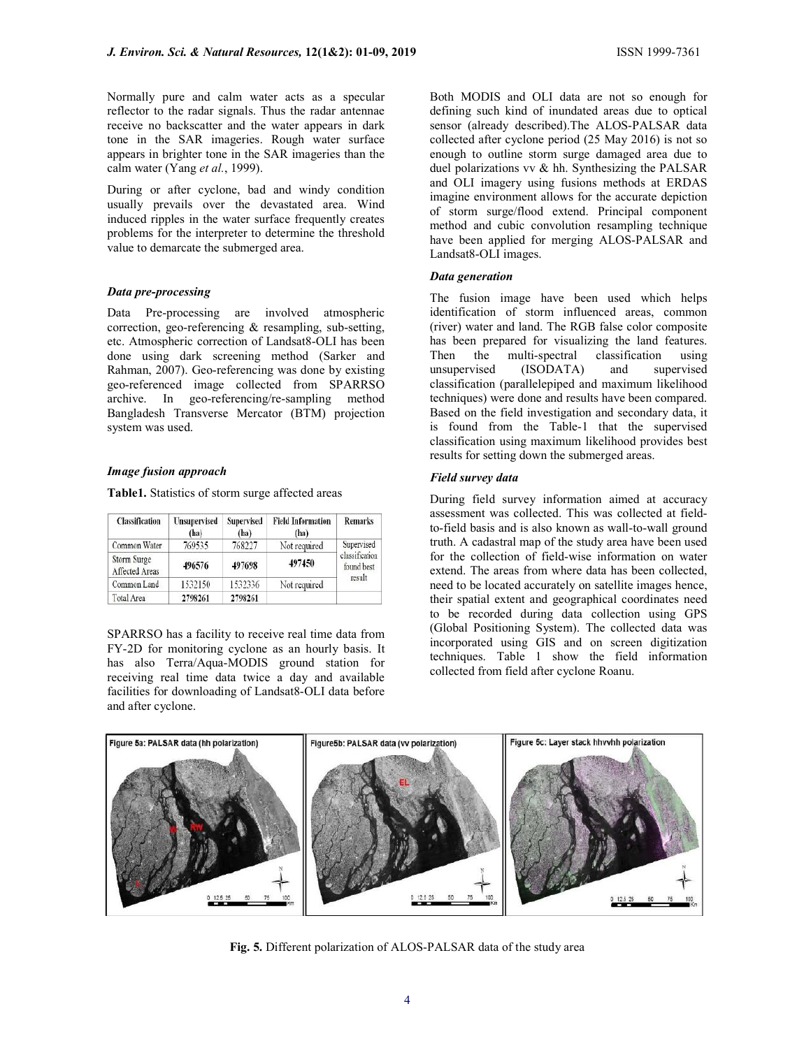Normally pure and calm water acts as a specular reflector to the radar signals. Thus the radar antennae receive no backscatter and the water appears in dark tone in the SAR imageries. Rough water surface appears in brighter tone in the SAR imageries than the calm water (Yang *et al.*, 1999).

During or after cyclone, bad and windy condition usually prevails over the devastated area. Wind induced ripples in the water surface frequently creates problems for the interpreter to determine the threshold value to demarcate the submerged area.

### *Data pre-processing*

Data Pre-processing are involved atmospheric correction, geo-referencing & resampling, sub-setting, etc. Atmospheric correction of Landsat8-OLI has been done using dark screening method (Sarker and Rahman, 2007). Geo-referencing was done by existing geo-referenced image collected from SPARRSO archive. In geo-referencing/re-sampling method Bangladesh Transverse Mercator (BTM) projection system was used.

### *Image fusion approach*

**Table1.** Statistics of storm surge affected areas

| Classification | Unsupervised (ha) | Supervised (ha) | Field Information (ha) | Remarks |
|---|---|---|---|---|
| Common Water | 769535 | 768227 | Not required | Supervised classification found best result |
| Storm Surge Affected Areas | 496576 | 497698 | 497450 | |
| Common Land | 1532150 | 1532336 | Not required | |
| Total Area | 2798261 | 2798261 | | |

SPARRSO has a facility to receive real time data from FY-2D for monitoring cyclone as an hourly basis. It has also Terra/Aqua-MODIS ground station for receiving real time data twice a day and available facilities for downloading of Landsat8-OLI data before and after cyclone.

Both MODIS and OLI data are not so enough for defining such kind of inundated areas due to optical sensor (already described).The ALOS-PALSAR data collected after cyclone period (25 May 2016) is not so enough to outline storm surge damaged area due to duel polarizations vv & hh. Synthesizing the PALSAR and OLI imagery using fusions methods at ERDAS imagine environment allows for the accurate depiction of storm surge/flood extend. Principal component method and cubic convolution resampling technique have been applied for merging ALOS-PALSAR and Landsat8-OLI images.

### *Data generation*

The fusion image have been used which helps identification of storm influenced areas, common (river) water and land. The RGB false color composite has been prepared for visualizing the land features. Then the multi-spectral classification using unsupervised (ISODATA) and supervised classification (parallelepiped and maximum likelihood techniques) were done and results have been compared. Based on the field investigation and secondary data, it is found from the Table-1 that the supervised classification using maximum likelihood provides best results for setting down the submerged areas.

### *Field survey data*

During field survey information aimed at accuracy assessment was collected. This was collected at field-to-field basis and is also known as wall-to-wall ground truth. A cadastral map of the study area have been used for the collection of field-wise information on water extend. The areas from where data has been collected, need to be located accurately on satellite images hence, their spatial extent and geographical coordinates need to be recorded during data collection using GPS (Global Positioning System). The collected data was incorporated using GIS and on screen digitization techniques. Table 1 show the field information collected from field after cyclone Roanu.

**Fig. 5.** Different polarization of ALOS-PALSAR data of the study area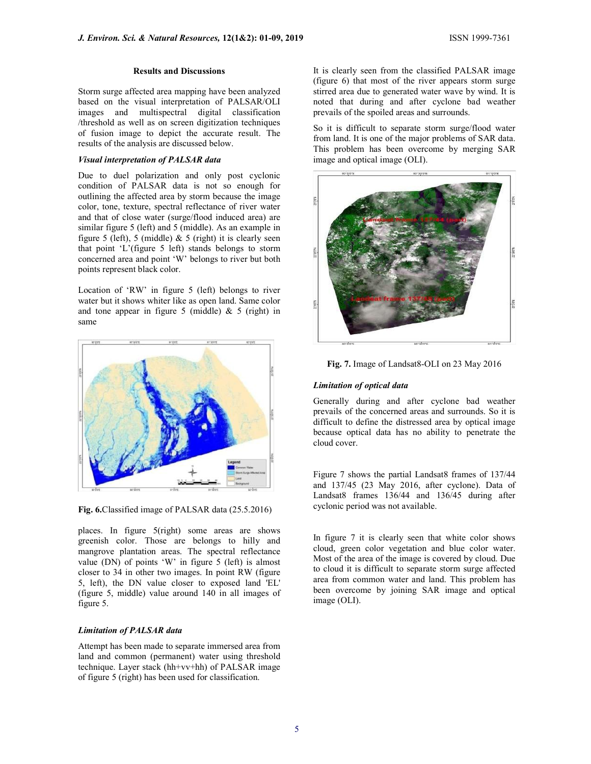### Results and Discussions

Storm surge affected area mapping have been analyzed based on the visual interpretation of PALSAR/OLI images and multispectral digital classification /threshold as well as on screen digitization techniques of fusion image to depict the accurate result. The results of the analysis are discussed below.

#### *Visual interpretation of PALSAR data*

Due to duel polarization and only post cyclonic condition of PALSAR data is not so enough for outlining the affected area by storm because the image color, tone, texture, spectral reflectance of river water and that of close water (surge/flood induced area) are similar figure 5 (left) and 5 (middle). As an example in figure 5 (left), 5 (middle) & 5 (right) it is clearly seen that point 'L'(figure 5 left) stands belongs to storm concerned area and point 'W' belongs to river but both points represent black color.

Location of 'RW' in figure 5 (left) belongs to river water but it shows whiter like as open land. Same color and tone appear in figure 5 (middle) & 5 (right) in same places. In figure 5(right) some areas are shows greenish color. Those are belongs to hilly and mangrove plantation areas. The spectral reflectance value (DN) of points 'W' in figure 5 (left) is almost closer to 34 in other two images. In point RW (figure 5, left), the DN value closer to exposed land 'EL' (figure 5, middle) value around 140 in all images of figure 5.

**Fig. 6.** Classified image of PALSAR data (25.5.2016)

#### *Limitation of PALSAR data*

Attempt has been made to separate immersed area from land and common (permanent) water using threshold technique. Layer stack (hh+vv+hh) of PALSAR image of figure 5 (right) has been used for classification.

It is clearly seen from the classified PALSAR image (figure 6) that most of the river appears storm surge stirred area due to generated water wave by wind. It is noted that during and after cyclone bad weather prevails of the spoiled areas and surrounds.

So it is difficult to separate storm surge/flood water from land. It is one of the major problems of SAR data. This problem has been overcome by merging SAR image and optical image (OLI).

**Fig. 7.** Image of Landsat8-OLI on 23 May 2016

#### *Limitation of optical data*

Generally during and after cyclone bad weather prevails of the concerned areas and surrounds. So it is difficult to define the distressed area by optical image because optical data has no ability to penetrate the cloud cover.

Figure 7 shows the partial Landsat8 frames of 137/44 and 137/45 (23 May 2016, after cyclone). Data of Landsat8 frames 136/44 and 136/45 during after cyclonic period was not available.

In figure 7 it is clearly seen that white color shows cloud, green color vegetation and blue color water. Most of the area of the image is covered by cloud. Due to cloud it is difficult to separate storm surge affected area from common water and land. This problem has been overcome by joining SAR image and optical image (OLI).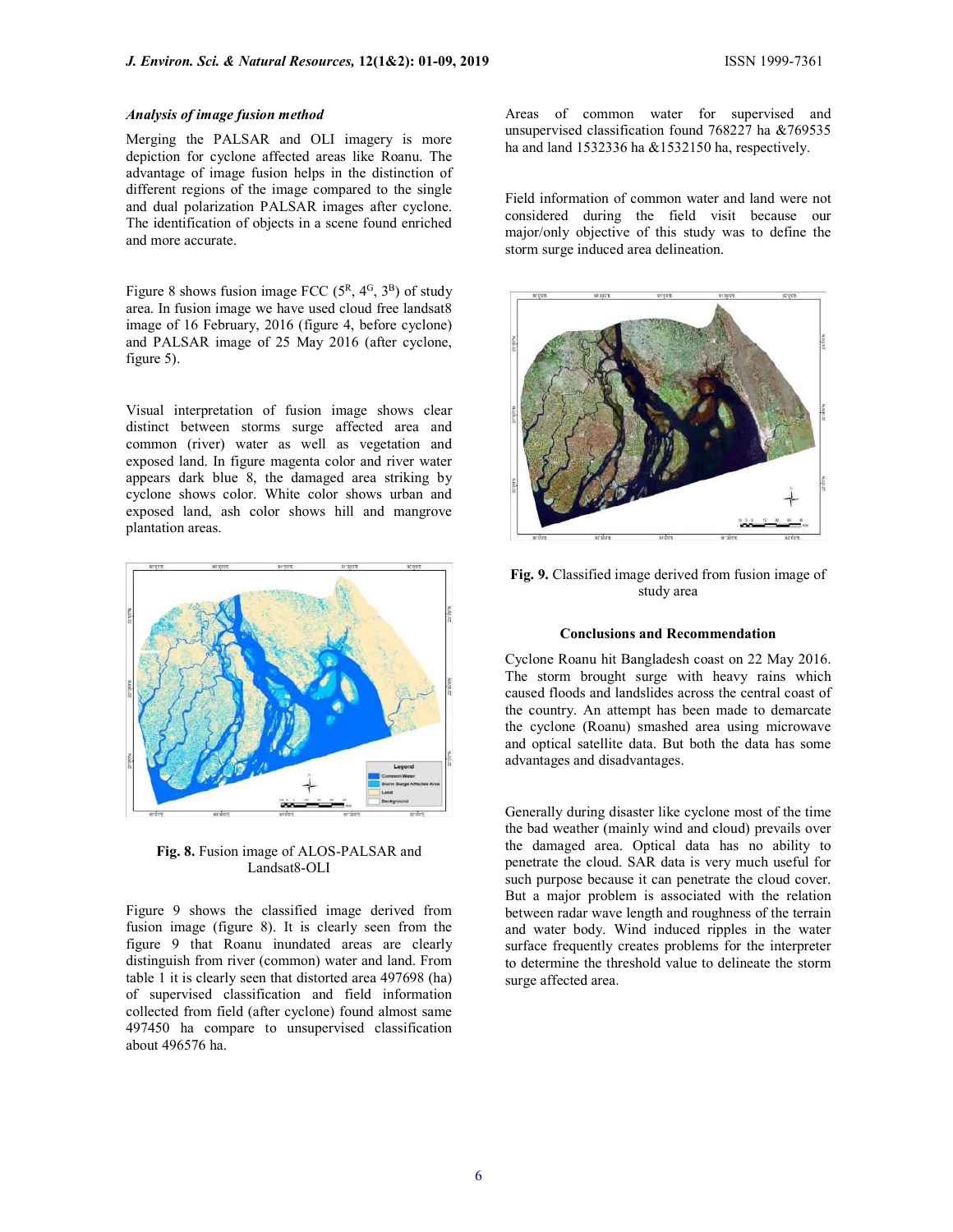### *Analysis of image fusion method*

Merging the PALSAR and OLI imagery is more depiction for cyclone affected areas like Roanu. The advantage of image fusion helps in the distinction of different regions of the image compared to the single and dual polarization PALSAR images after cyclone. The identification of objects in a scene found enriched and more accurate.

Figure 8 shows fusion image FCC ($5^R$, $4^G$, $3^B$) of study area. In fusion image we have used cloud free landsat8 image of 16 February, 2016 (figure 4, before cyclone) and PALSAR image of 25 May 2016 (after cyclone, figure 5).

Visual interpretation of fusion image shows clear distinct between storms surge affected area and common (river) water as well as vegetation and exposed land. In figure magenta color and river water appears dark blue 8, the damaged area striking by cyclone shows color. White color shows urban and exposed land, ash color shows hill and mangrove plantation areas.

**Fig. 8.** Fusion image of ALOS-PALSAR and Landsat8-OLI

Figure 9 shows the classified image derived from fusion image (figure 8). It is clearly seen from the figure 9 that Roanu inundated areas are clearly distinguish from river (common) water and land. From table 1 it is clearly seen that distorted area 497698 (ha) of supervised classification and field information collected from field (after cyclone) found almost same 497450 ha compare to unsupervised classification about 496576 ha.

Areas of common water for supervised and unsupervised classification found 768227 ha &769535 ha and land 1532336 ha &1532150 ha, respectively.

Field information of common water and land were not considered during the field visit because our major/only objective of this study was to define the storm surge induced area delineation.

**Fig. 9.** Classified image derived from fusion image of study area

### Conclusions and Recommendation

Cyclone Roanu hit Bangladesh coast on 22 May 2016. The storm brought surge with heavy rains which caused floods and landslides across the central coast of the country. An attempt has been made to demarcate the cyclone (Roanu) smashed area using microwave and optical satellite data. But both the data has some advantages and disadvantages.

Generally during disaster like cyclone most of the time the bad weather (mainly wind and cloud) prevails over the damaged area. Optical data has no ability to penetrate the cloud. SAR data is very much useful for such purpose because it can penetrate the cloud cover. But a major problem is associated with the relation between radar wave length and roughness of the terrain and water body. Wind induced ripples in the water surface frequently creates problems for the interpreter to determine the threshold value to delineate the storm surge affected area.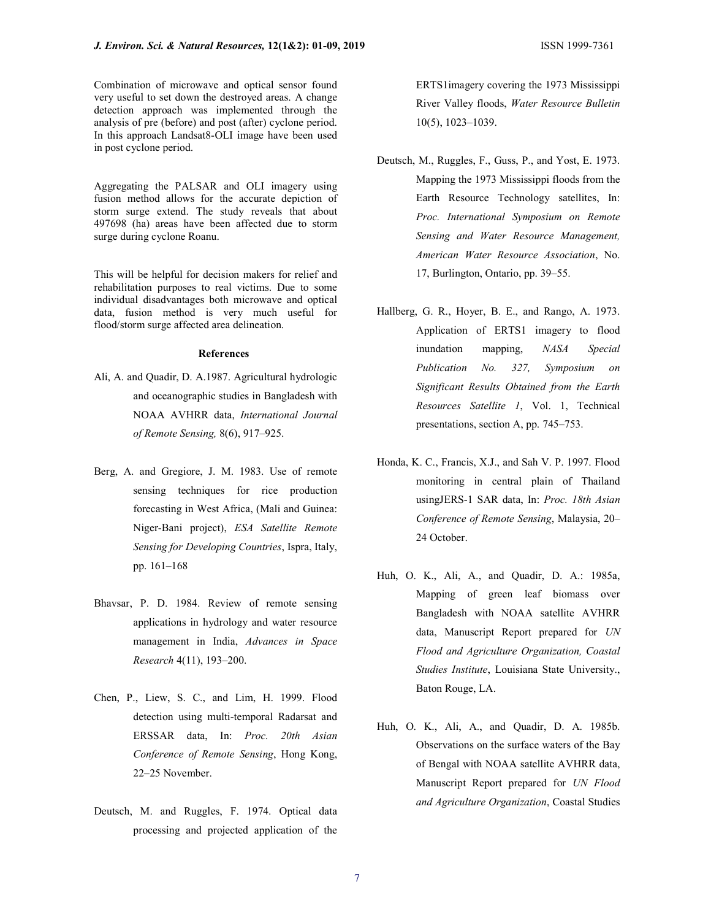Combination of microwave and optical sensor found very useful to set down the destroyed areas. A change detection approach was implemented through the analysis of pre (before) and post (after) cyclone period. In this approach Landsat8-OLI image have been used in post cyclone period.

Aggregating the PALSAR and OLI imagery using fusion method allows for the accurate depiction of storm surge extend. The study reveals that about 497698 (ha) areas have been affected due to storm surge during cyclone Roanu.

This will be helpful for decision makers for relief and rehabilitation purposes to real victims. Due to some individual disadvantages both microwave and optical data, fusion method is very much useful for flood/storm surge affected area delineation.

## References

Ali, A. and Quadir, D. A.1987. Agricultural hydrologic and oceanographic studies in Bangladesh with NOAA AVHRR data, *International Journal of Remote Sensing,* 8(6), 917–925.

Berg, A. and Gregiore, J. M. 1983. Use of remote sensing techniques for rice production forecasting in West Africa, (Mali and Guinea: Niger-Bani project), *ESA Satellite Remote Sensing for Developing Countries*, Ispra, Italy, pp. 161–168

Bhavsar, P. D. 1984. Review of remote sensing applications in hydrology and water resource management in India, *Advances in Space Research* 4(11), 193–200.

Chen, P., Liew, S. C., and Lim, H. 1999. Flood detection using multi-temporal Radarsat and ERSSAR data, In: *Proc. 20th Asian Conference of Remote Sensing*, Hong Kong, 22–25 November.

Deutsch, M. and Ruggles, F. 1974. Optical data processing and projected application of the ERTS1imagery covering the 1973 Mississippi River Valley floods, *Water Resource Bulletin* 10(5), 1023–1039.

Deutsch, M., Ruggles, F., Guss, P., and Yost, E. 1973. Mapping the 1973 Mississippi floods from the Earth Resource Technology satellites, In: *Proc. International Symposium on Remote Sensing and Water Resource Management, American Water Resource Association*, No. 17, Burlington, Ontario, pp. 39–55.

Hallberg, G. R., Hoyer, B. E., and Rango, A. 1973. Application of ERTS1 imagery to flood inundation mapping, *NASA Special Publication No. 327, Symposium on Significant Results Obtained from the Earth Resources Satellite 1*, Vol. 1, Technical presentations, section A, pp. 745–753.

Honda, K. C., Francis, X.J., and Sah V. P. 1997. Flood monitoring in central plain of Thailand usingJERS-1 SAR data, In: *Proc. 18th Asian Conference of Remote Sensing*, Malaysia, 20–24 October.

Huh, O. K., Ali, A., and Quadir, D. A.: 1985a, Mapping of green leaf biomass over Bangladesh with NOAA satellite AVHRR data, Manuscript Report prepared for *UN Flood and Agriculture Organization, Coastal Studies Institute*, Louisiana State University., Baton Rouge, LA.

Huh, O. K., Ali, A., and Quadir, D. A. 1985b. Observations on the surface waters of the Bay of Bengal with NOAA satellite AVHRR data, Manuscript Report prepared for *UN Flood and Agriculture Organization*, Coastal Studies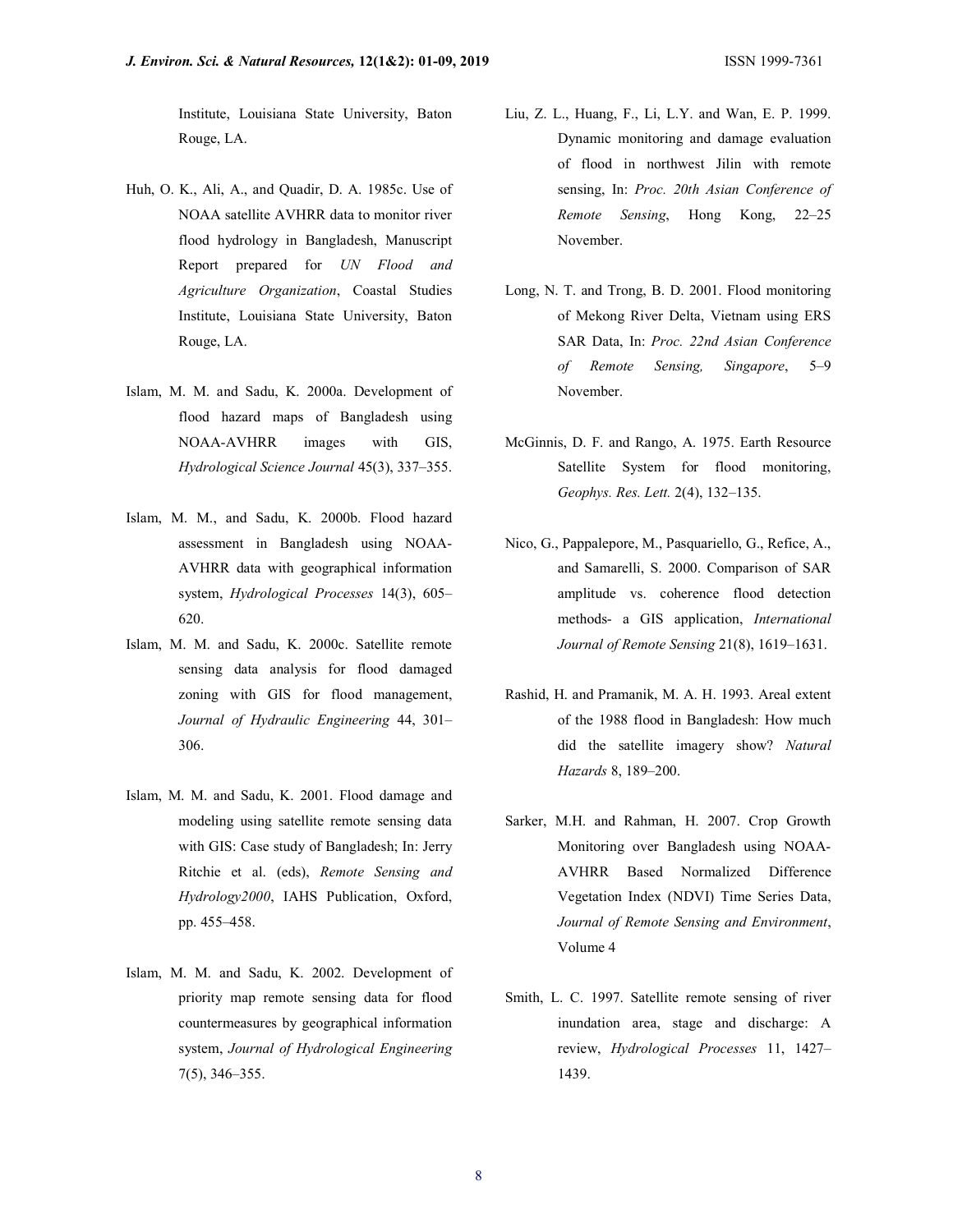Institute, Louisiana State University, Baton Rouge, LA.

Huh, O. K., Ali, A., and Quadir, D. A. 1985c. Use of NOAA satellite AVHRR data to monitor river flood hydrology in Bangladesh, Manuscript Report prepared for *UN Flood and Agriculture Organization*, Coastal Studies Institute, Louisiana State University, Baton Rouge, LA.

Islam, M. M. and Sadu, K. 2000a. Development of flood hazard maps of Bangladesh using NOAA-AVHRR images with GIS, *Hydrological Science Journal* 45(3), 337–355.

Islam, M. M., and Sadu, K. 2000b. Flood hazard assessment in Bangladesh using NOAA-AVHRR data with geographical information system, *Hydrological Processes* 14(3), 605–620.

Islam, M. M. and Sadu, K. 2000c. Satellite remote sensing data analysis for flood damaged zoning with GIS for flood management, *Journal of Hydraulic Engineering* 44, 301–306.

Islam, M. M. and Sadu, K. 2001. Flood damage and modeling using satellite remote sensing data with GIS: Case study of Bangladesh; In: Jerry Ritchie et al. (eds), *Remote Sensing and Hydrology2000*, IAHS Publication, Oxford, pp. 455–458.

Islam, M. M. and Sadu, K. 2002. Development of priority map remote sensing data for flood countermeasures by geographical information system, *Journal of Hydrological Engineering* 7(5), 346–355.

Liu, Z. L., Huang, F., Li, L.Y. and Wan, E. P. 1999. Dynamic monitoring and damage evaluation of flood in northwest Jilin with remote sensing, In: *Proc. 20th Asian Conference of Remote Sensing*, Hong Kong, 22–25 November.

Long, N. T. and Trong, B. D. 2001. Flood monitoring of Mekong River Delta, Vietnam using ERS SAR Data, In: *Proc. 22nd Asian Conference of Remote Sensing, Singapore*, 5–9 November.

McGinnis, D. F. and Rango, A. 1975. Earth Resource Satellite System for flood monitoring, *Geophys. Res. Lett.* 2(4), 132–135.

Nico, G., Pappalepore, M., Pasquariello, G., Refice, A., and Samarelli, S. 2000. Comparison of SAR amplitude vs. coherence flood detection methods- a GIS application, *International Journal of Remote Sensing* 21(8), 1619–1631.

Rashid, H. and Pramanik, M. A. H. 1993. Areal extent of the 1988 flood in Bangladesh: How much did the satellite imagery show? *Natural Hazards* 8, 189–200.

Sarker, M.H. and Rahman, H. 2007. Crop Growth Monitoring over Bangladesh using NOAA-AVHRR Based Normalized Difference Vegetation Index (NDVI) Time Series Data, *Journal of Remote Sensing and Environment*, Volume 4

Smith, L. C. 1997. Satellite remote sensing of river inundation area, stage and discharge: A review, *Hydrological Processes* 11, 1427–1439.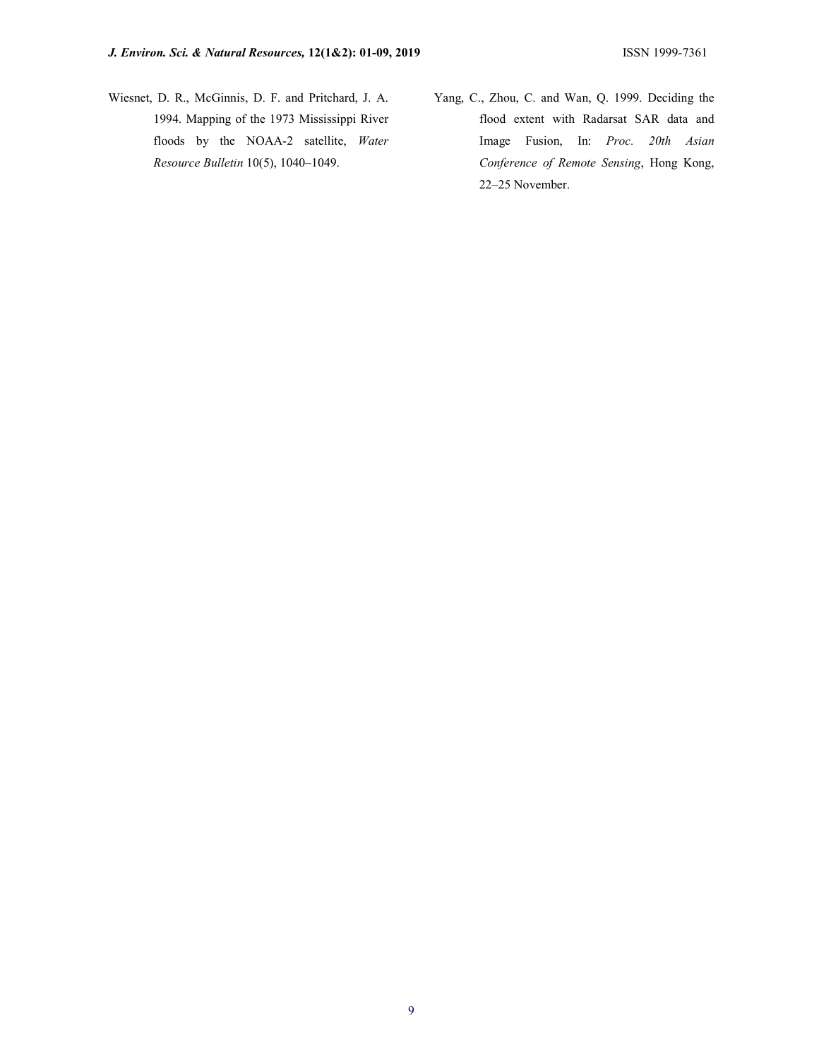Wiesnet, D. R., McGinnis, D. F. and Pritchard, J. A. 1994. Mapping of the 1973 Mississippi River floods by the NOAA-2 satellite, *Water Resource Bulletin* 10(5), 1040–1049.

Yang, C., Zhou, C. and Wan, Q. 1999. Deciding the flood extent with Radarsat SAR data and Image Fusion, In: *Proc. 20th Asian Conference of Remote Sensing*, Hong Kong, 22–25 November.